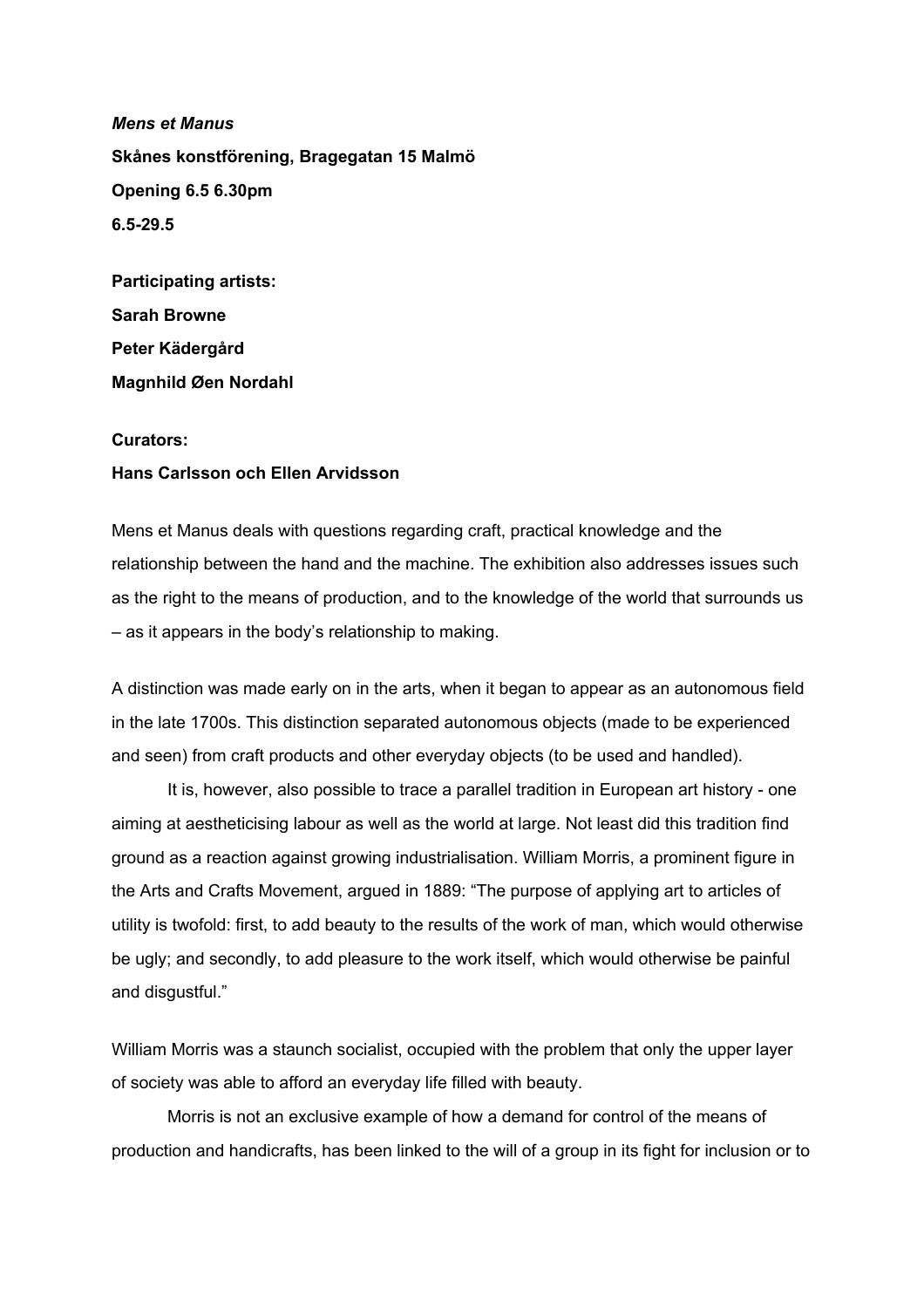***Mens et Manus***

**Skånes konstförening, Bragegatan 15 Malmö**

**Opening 6.5 6.30pm**

**6.5-29.5**

**Participating artists:**

**Sarah Browne**

**Peter Kädergård**

**Magnhild Øen Nordahl**

**Curators:**

**Hans Carlsson och Ellen Arvidsson**

Mens et Manus deals with questions regarding craft, practical knowledge and the relationship between the hand and the machine. The exhibition also addresses issues such as the right to the means of production, and to the knowledge of the world that surrounds us – as it appears in the body's relationship to making.

A distinction was made early on in the arts, when it began to appear as an autonomous field in the late 1700s. This distinction separated autonomous objects (made to be experienced and seen) from craft products and other everyday objects (to be used and handled).

It is, however, also possible to trace a parallel tradition in European art history - one aiming at aestheticising labour as well as the world at large. Not least did this tradition find ground as a reaction against growing industrialisation. William Morris, a prominent figure in the Arts and Crafts Movement, argued in 1889: "The purpose of applying art to articles of utility is twofold: first, to add beauty to the results of the work of man, which would otherwise be ugly; and secondly, to add pleasure to the work itself, which would otherwise be painful and disgustful."

William Morris was a staunch socialist, occupied with the problem that only the upper layer of society was able to afford an everyday life filled with beauty.

Morris is not an exclusive example of how a demand for control of the means of production and handicrafts, has been linked to the will of a group in its fight for inclusion or to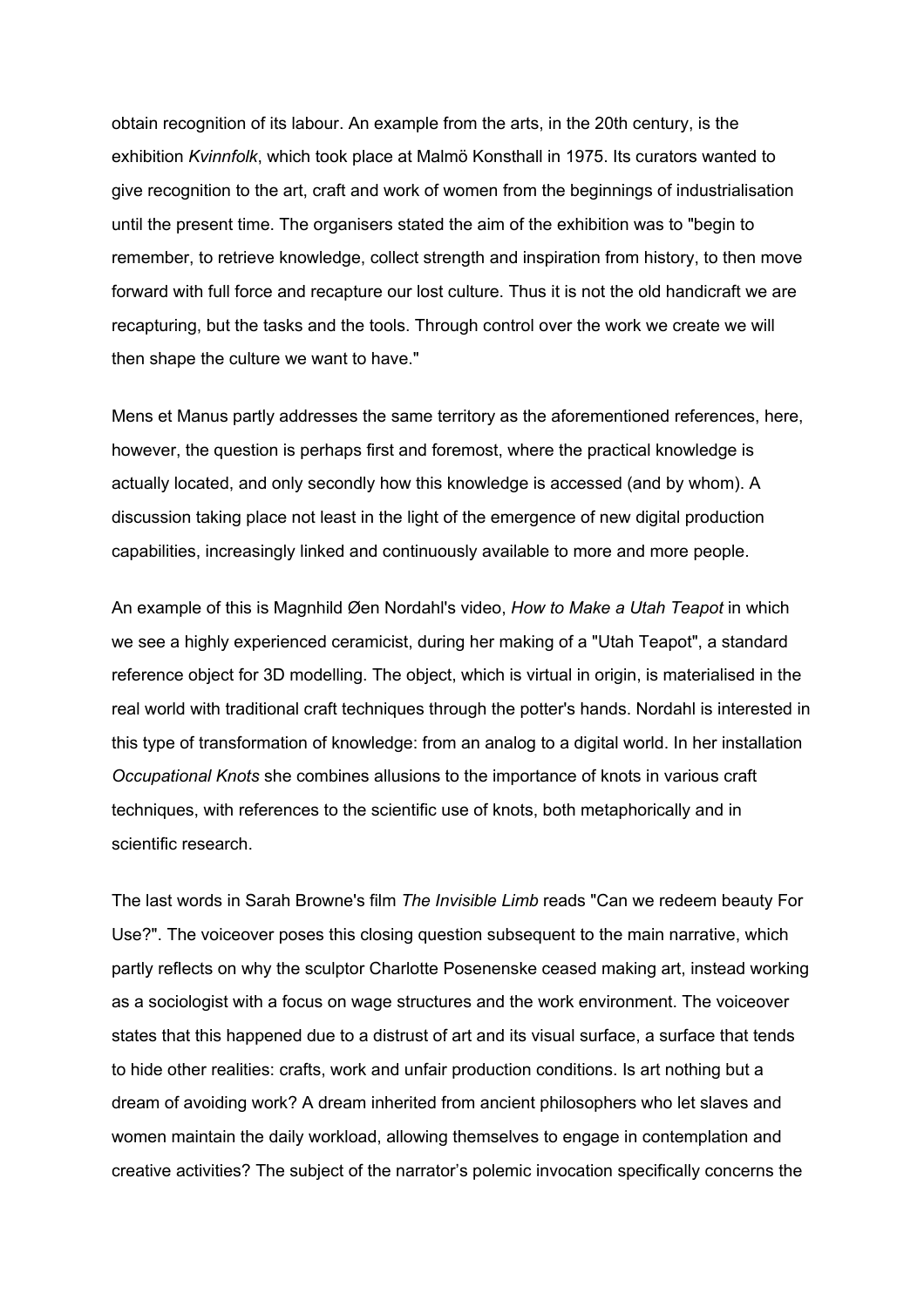obtain recognition of its labour. An example from the arts, in the 20th century, is the exhibition *Kvinnfolk*, which took place at Malmö Konsthall in 1975. Its curators wanted to give recognition to the art, craft and work of women from the beginnings of industrialisation until the present time. The organisers stated the aim of the exhibition was to "begin to remember, to retrieve knowledge, collect strength and inspiration from history, to then move forward with full force and recapture our lost culture. Thus it is not the old handicraft we are recapturing, but the tasks and the tools. Through control over the work we create we will then shape the culture we want to have."

Mens et Manus partly addresses the same territory as the aforementioned references, here, however, the question is perhaps first and foremost, where the practical knowledge is actually located, and only secondly how this knowledge is accessed (and by whom). A discussion taking place not least in the light of the emergence of new digital production capabilities, increasingly linked and continuously available to more and more people.

An example of this is Magnhild Øen Nordahl's video, *How to Make a Utah Teapot* in which we see a highly experienced ceramicist, during her making of a "Utah Teapot", a standard reference object for 3D modelling. The object, which is virtual in origin, is materialised in the real world with traditional craft techniques through the potter's hands. Nordahl is interested in this type of transformation of knowledge: from an analog to a digital world. In her installation *Occupational Knots* she combines allusions to the importance of knots in various craft techniques, with references to the scientific use of knots, both metaphorically and in scientific research.

The last words in Sarah Browne's film *The Invisible Limb* reads "Can we redeem beauty For Use?". The voiceover poses this closing question subsequent to the main narrative, which partly reflects on why the sculptor Charlotte Posenenske ceased making art, instead working as a sociologist with a focus on wage structures and the work environment. The voiceover states that this happened due to a distrust of art and its visual surface, a surface that tends to hide other realities: crafts, work and unfair production conditions. Is art nothing but a dream of avoiding work? A dream inherited from ancient philosophers who let slaves and women maintain the daily workload, allowing themselves to engage in contemplation and creative activities? The subject of the narrator's polemic invocation specifically concerns the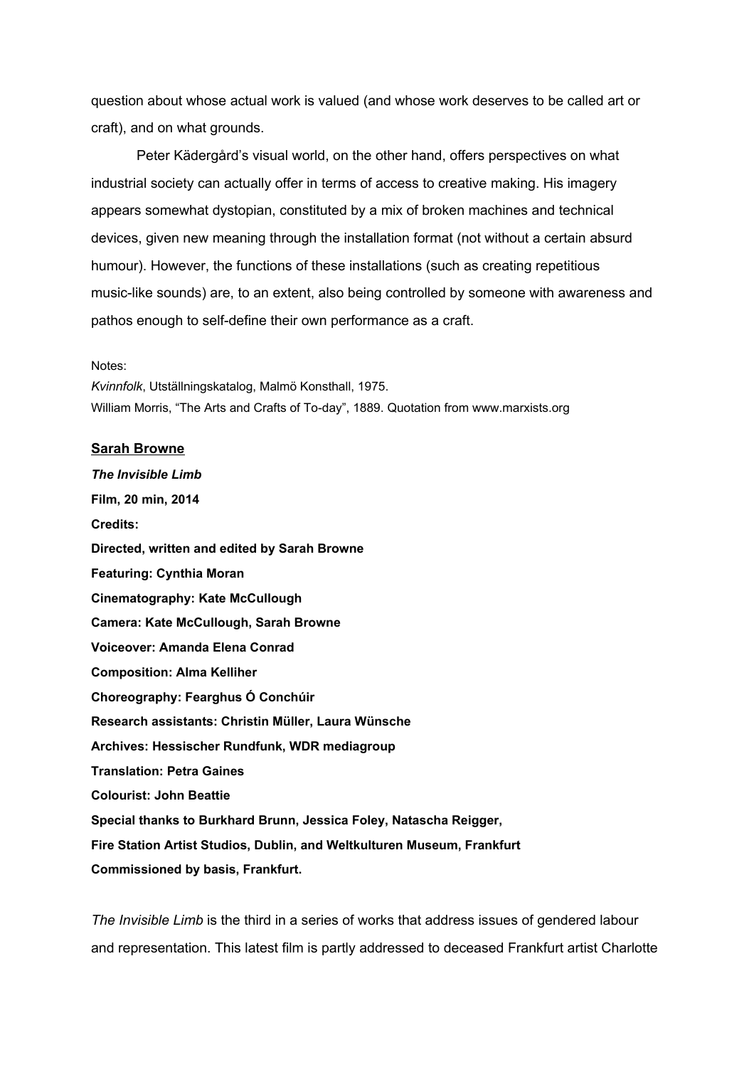question about whose actual work is valued (and whose work deserves to be called art or craft), and on what grounds.

Peter Kädergård's visual world, on the other hand, offers perspectives on what industrial society can actually offer in terms of access to creative making. His imagery appears somewhat dystopian, constituted by a mix of broken machines and technical devices, given new meaning through the installation format (not without a certain absurd humour). However, the functions of these installations (such as creating repetitious music-like sounds) are, to an extent, also being controlled by someone with awareness and pathos enough to self-define their own performance as a craft.

Notes:
*Kvinnfolk*, Utställningskatalog, Malmö Konsthall, 1975.
William Morris, "The Arts and Crafts of To-day", 1889. Quotation from www.marxists.org

**Sarah Browne**

***The Invisible Limb***
**Film, 20 min, 2014**
**Credits:**
**Directed, written and edited by Sarah Browne**
**Featuring: Cynthia Moran**
**Cinematography: Kate McCullough**
**Camera: Kate McCullough, Sarah Browne**
**Voiceover: Amanda Elena Conrad**
**Composition: Alma Kelliher**
**Choreography: Fearghus Ó Conchúir**
**Research assistants: Christin Müller, Laura Wünsche**
**Archives: Hessischer Rundfunk, WDR mediagroup**
**Translation: Petra Gaines**
**Colourist: John Beattie**
**Special thanks to Burkhard Brunn, Jessica Foley, Natascha Reigger,**
**Fire Station Artist Studios, Dublin, and Weltkulturen Museum, Frankfurt**
**Commissioned by basis, Frankfurt.**

*The Invisible Limb* is the third in a series of works that address issues of gendered labour and representation. This latest film is partly addressed to deceased Frankfurt artist Charlotte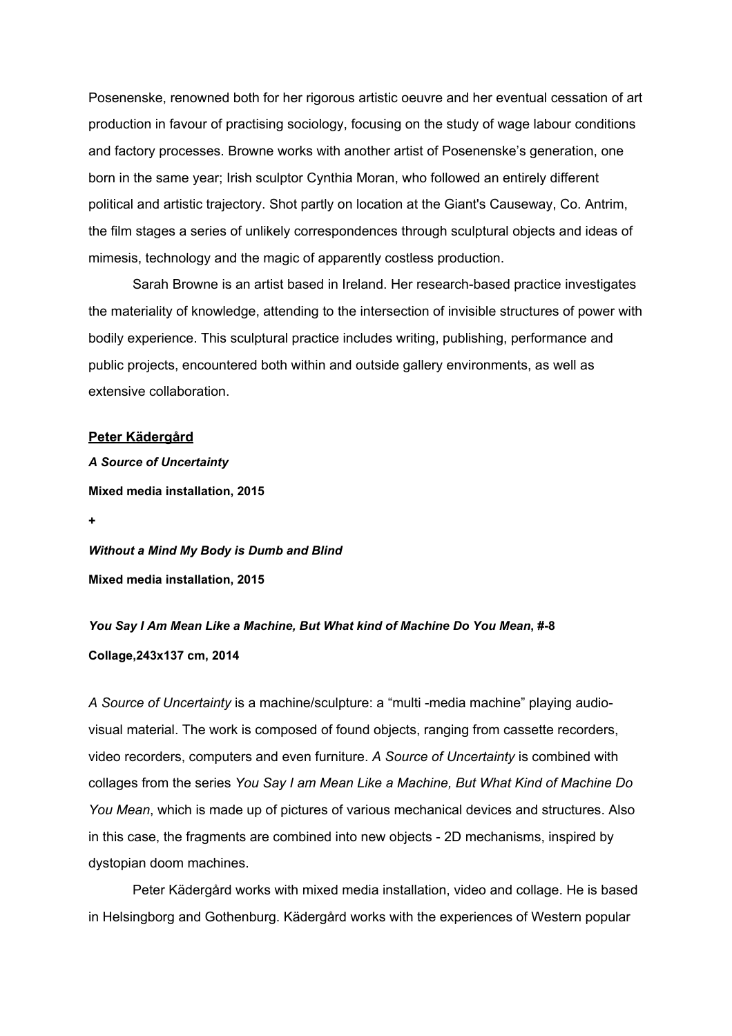Posenenske, renowned both for her rigorous artistic oeuvre and her eventual cessation of art production in favour of practising sociology, focusing on the study of wage labour conditions and factory processes. Browne works with another artist of Posenenske's generation, one born in the same year; Irish sculptor Cynthia Moran, who followed an entirely different political and artistic trajectory. Shot partly on location at the Giant's Causeway, Co. Antrim, the film stages a series of unlikely correspondences through sculptural objects and ideas of mimesis, technology and the magic of apparently costless production.

Sarah Browne is an artist based in Ireland. Her research-based practice investigates the materiality of knowledge, attending to the intersection of invisible structures of power with bodily experience. This sculptural practice includes writing, publishing, performance and public projects, encountered both within and outside gallery environments, as well as extensive collaboration.

**Peter Kädergård**

***A Source of Uncertainty***

**Mixed media installation, 2015**

**+**

***Without a Mind My Body is Dumb and Blind***

**Mixed media installation, 2015**

***You Say I Am Mean Like a Machine, But What kind of Machine Do You Mean*, #-8**

**Collage,243x137 cm, 2014**

*A Source of Uncertainty* is a machine/sculpture: a "multi -media machine" playing audio-visual material. The work is composed of found objects, ranging from cassette recorders, video recorders, computers and even furniture. *A Source of Uncertainty* is combined with collages from the series *You Say I am Mean Like a Machine, But What Kind of Machine Do You Mean*, which is made up of pictures of various mechanical devices and structures. Also in this case, the fragments are combined into new objects - 2D mechanisms, inspired by dystopian doom machines.

Peter Kädergård works with mixed media installation, video and collage. He is based in Helsingborg and Gothenburg. Kädergård works with the experiences of Western popular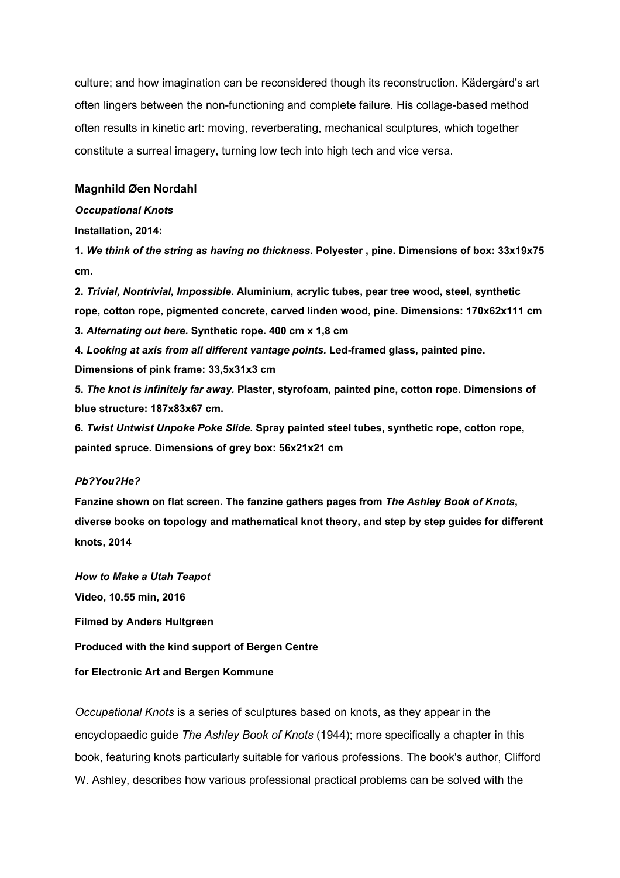culture; and how imagination can be reconsidered though its reconstruction. Kädergård's art often lingers between the non-functioning and complete failure. His collage-based method often results in kinetic art: moving, reverberating, mechanical sculptures, which together constitute a surreal imagery, turning low tech into high tech and vice versa.

### Magnhild Øen Nordahl

***Occupational Knots***

**Installation, 2014:**

**1. *We think of the string as having no thickness.* Polyester , pine. Dimensions of box: 33x19x75 cm.**

**2. *Trivial, Nontrivial, Impossible*. Aluminium, acrylic tubes, pear tree wood, steel, synthetic rope, cotton rope, pigmented concrete, carved linden wood, pine. Dimensions: 170x62x111 cm**

**3. *Alternating out here.* Synthetic rope. 400 cm x 1,8 cm**

**4. *Looking at axis from all different vantage points.* Led-framed glass, painted pine. Dimensions of pink frame: 33,5x31x3 cm**

**5. *The knot is infinitely far away.* Plaster, styrofoam, painted pine, cotton rope. Dimensions of blue structure: 187x83x67 cm.**

**6. *Twist Untwist Unpoke Poke Slide.* Spray painted steel tubes, synthetic rope, cotton rope, painted spruce. Dimensions of grey box: 56x21x21 cm**

***Pb?You?He?***

**Fanzine shown on flat screen. The fanzine gathers pages from *The Ashley Book of Knots*, diverse books on topology and mathematical knot theory, and step by step guides for different knots, 2014**

***How to Make a Utah Teapot***

**Video, 10.55 min, 2016**

**Filmed by Anders Hultgreen**

**Produced with the kind support of Bergen Centre for Electronic Art and Bergen Kommune**

*Occupational Knots* is a series of sculptures based on knots, as they appear in the encyclopaedic guide *The Ashley Book of Knots* (1944); more specifically a chapter in this book, featuring knots particularly suitable for various professions. The book's author, Clifford W. Ashley, describes how various professional practical problems can be solved with the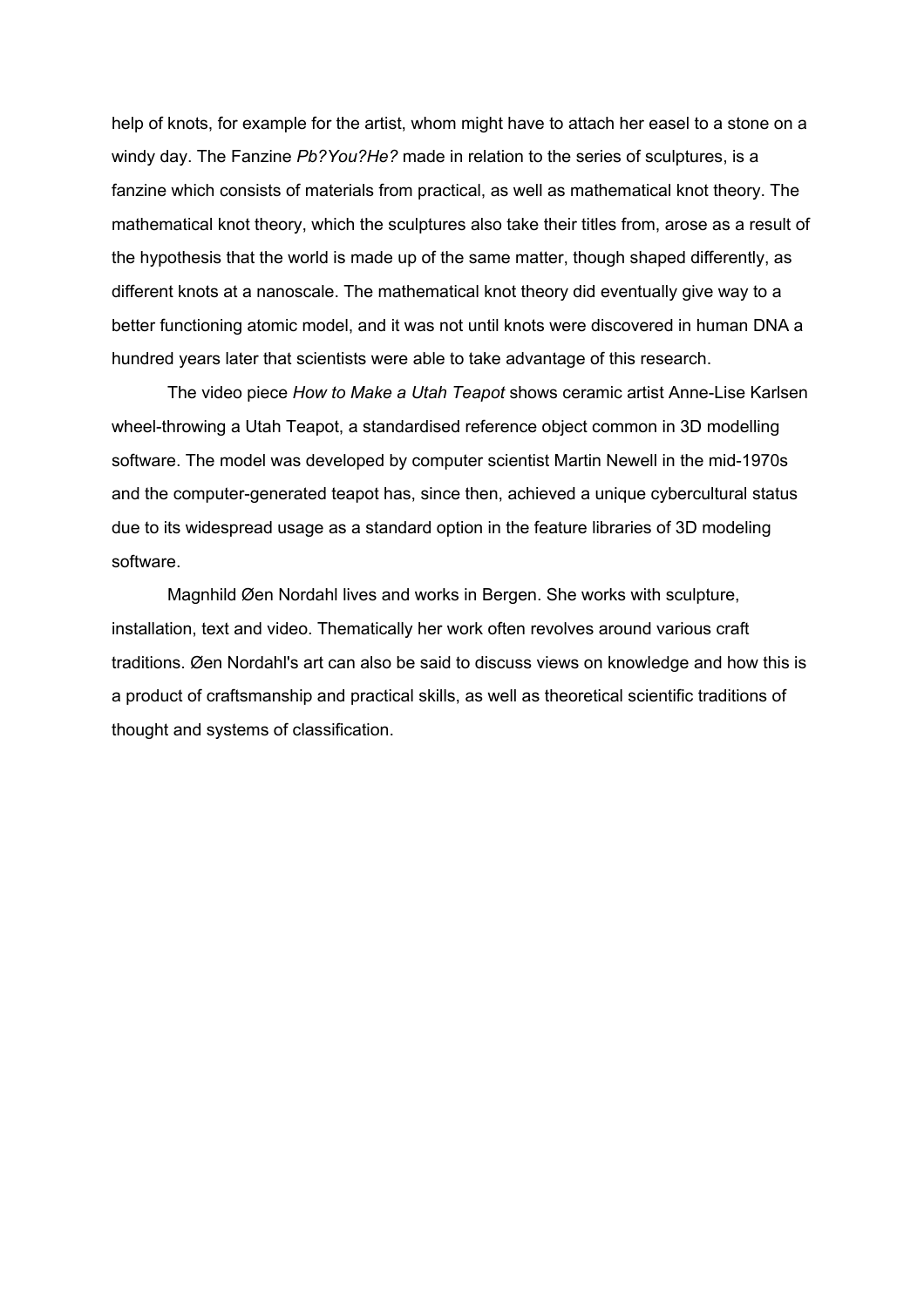help of knots, for example for the artist, whom might have to attach her easel to a stone on a windy day. The Fanzine *Pb?You?He?* made in relation to the series of sculptures, is a fanzine which consists of materials from practical, as well as mathematical knot theory. The mathematical knot theory, which the sculptures also take their titles from, arose as a result of the hypothesis that the world is made up of the same matter, though shaped differently, as different knots at a nanoscale. The mathematical knot theory did eventually give way to a better functioning atomic model, and it was not until knots were discovered in human DNA a hundred years later that scientists were able to take advantage of this research.

The video piece *How to Make a Utah Teapot* shows ceramic artist Anne-Lise Karlsen wheel-throwing a Utah Teapot, a standardised reference object common in 3D modelling software. The model was developed by computer scientist Martin Newell in the mid-1970s and the computer-generated teapot has, since then, achieved a unique cybercultural status due to its widespread usage as a standard option in the feature libraries of 3D modeling software.

Magnhild Øen Nordahl lives and works in Bergen. She works with sculpture, installation, text and video. Thematically her work often revolves around various craft traditions. Øen Nordahl's art can also be said to discuss views on knowledge and how this is a product of craftsmanship and practical skills, as well as theoretical scientific traditions of thought and systems of classification.